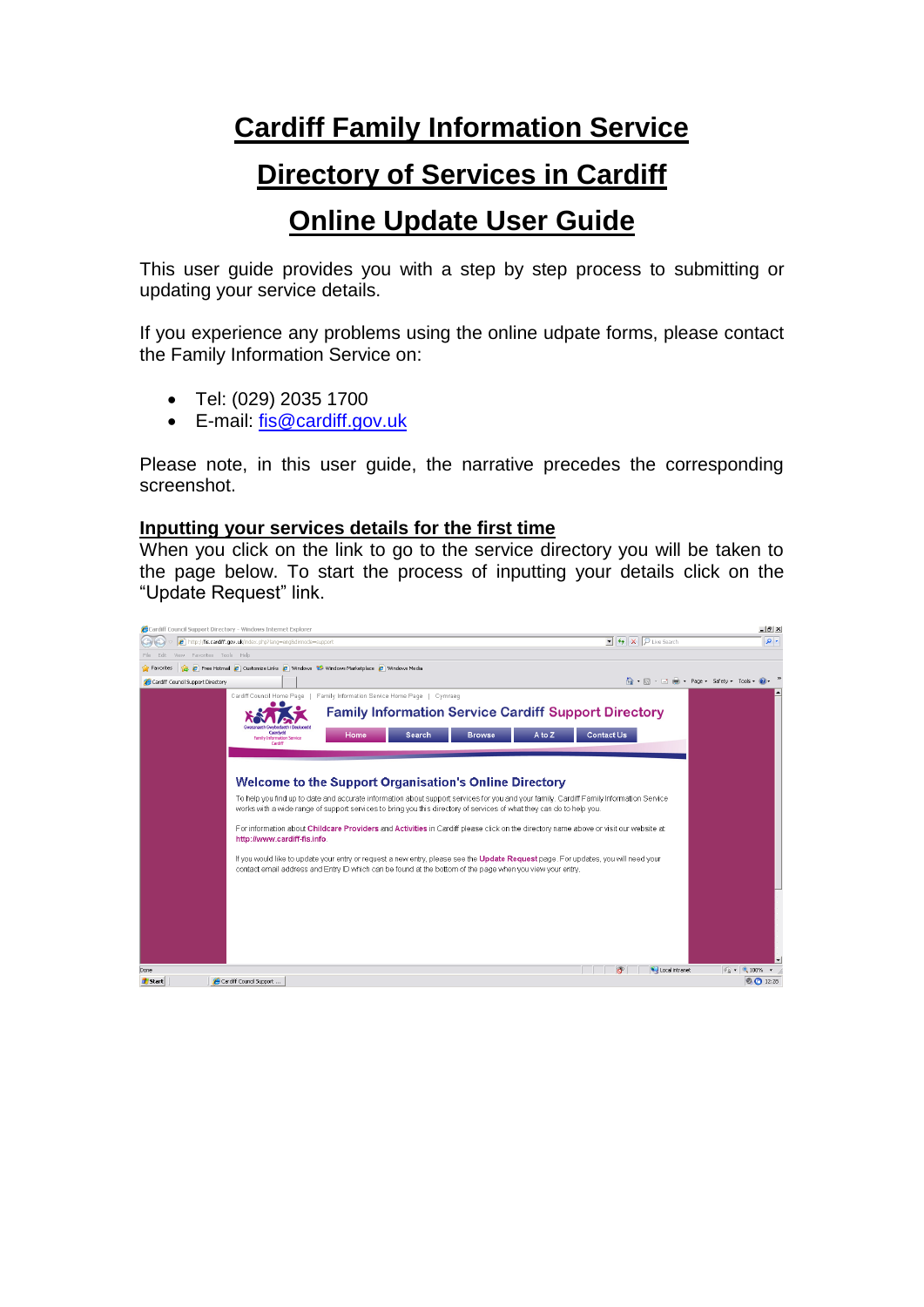# Cardiff Family Information Service

# Directory of Services in Cardiff

# Online Update User Guide

This user guide provides you with a step by step process to submitting or updating your service details.

If you experience any problems using the online udpate forms, please contact the Family Information Service on:

- Tel: (029) 2035 1700
- E-mail: fis@cardiff.gov.uk

Please note, in this user guide, the narrative precedes the corresponding screenshot.

## Inputting your services details for the first time

When you click on the link to go to the service directory you will be taken to the page below. To start the process of inputting your details click on the "Update Request" link.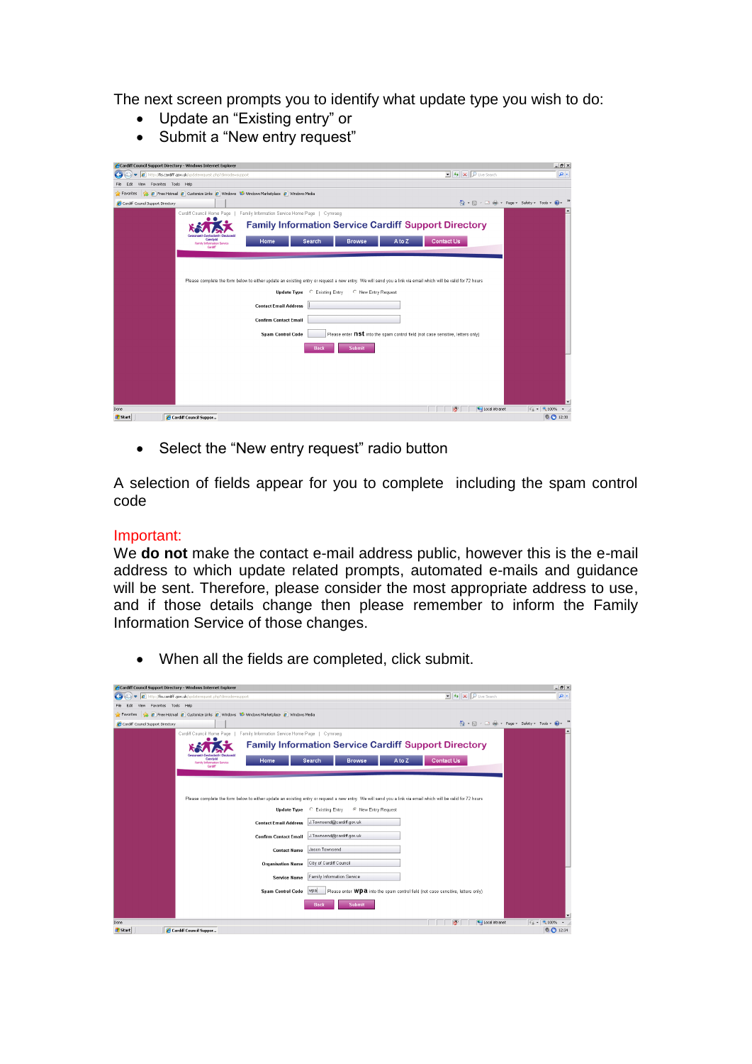The next screen prompts you to identify what update type you wish to do:

- Update an "Existing entry" or
- Submit a "New entry request"

- Select the "New entry request" radio button

A selection of fields appear for you to complete including the spam control code

Important:

We **do not** make the contact e-mail address public, however this is the e-mail address to which update related prompts, automated e-mails and guidance will be sent. Therefore, please consider the most appropriate address to use, and if those details change then please remember to inform the Family Information Service of those changes.

- When all the fields are completed, click submit.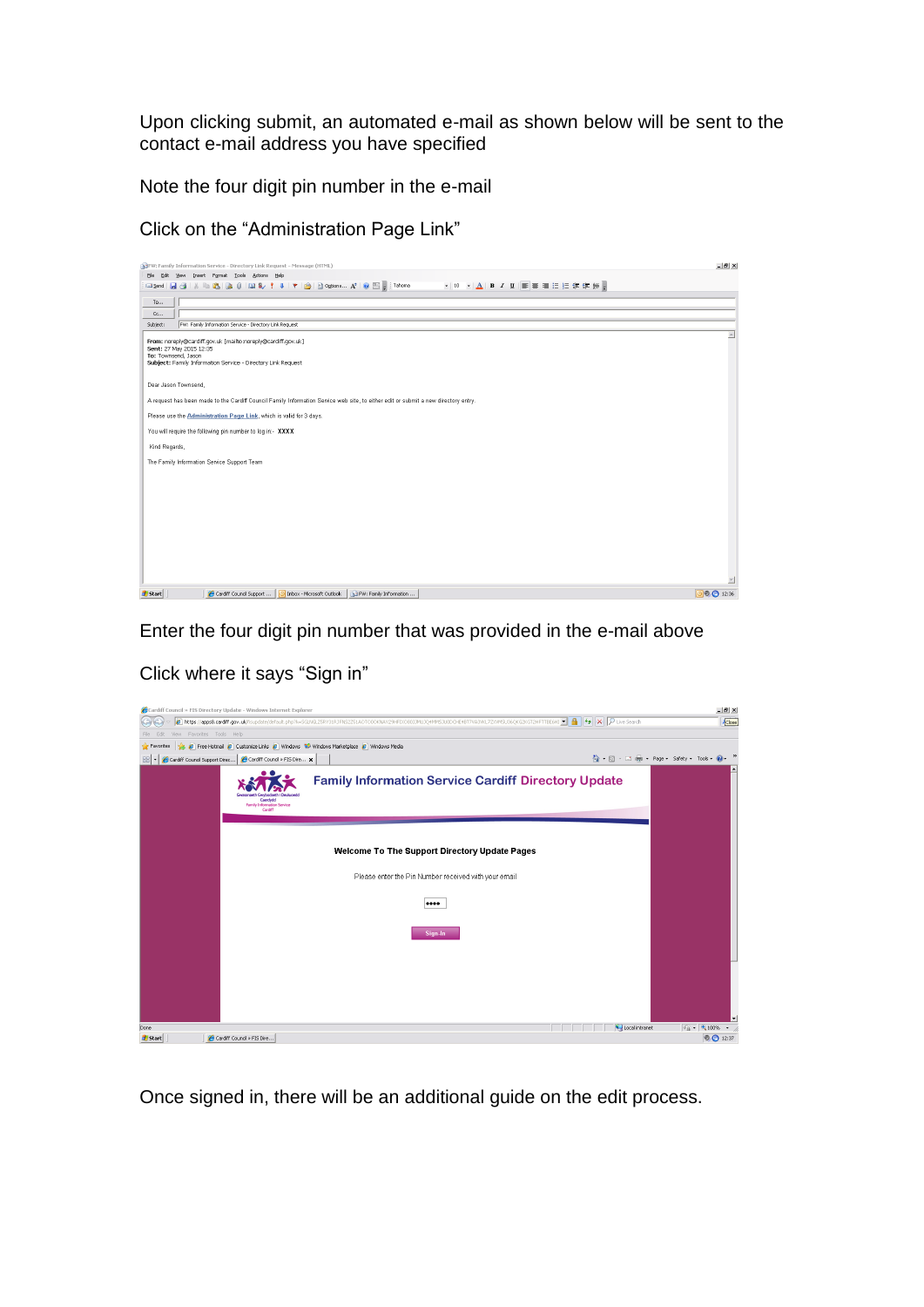Upon clicking submit, an automated e-mail as shown below will be sent to the contact e-mail address you have specified

Note the four digit pin number in the e-mail

Click on the “Administration Page Link”

Enter the four digit pin number that was provided in the e-mail above

Click where it says “Sign in”

Once signed in, there will be an additional guide on the edit process.